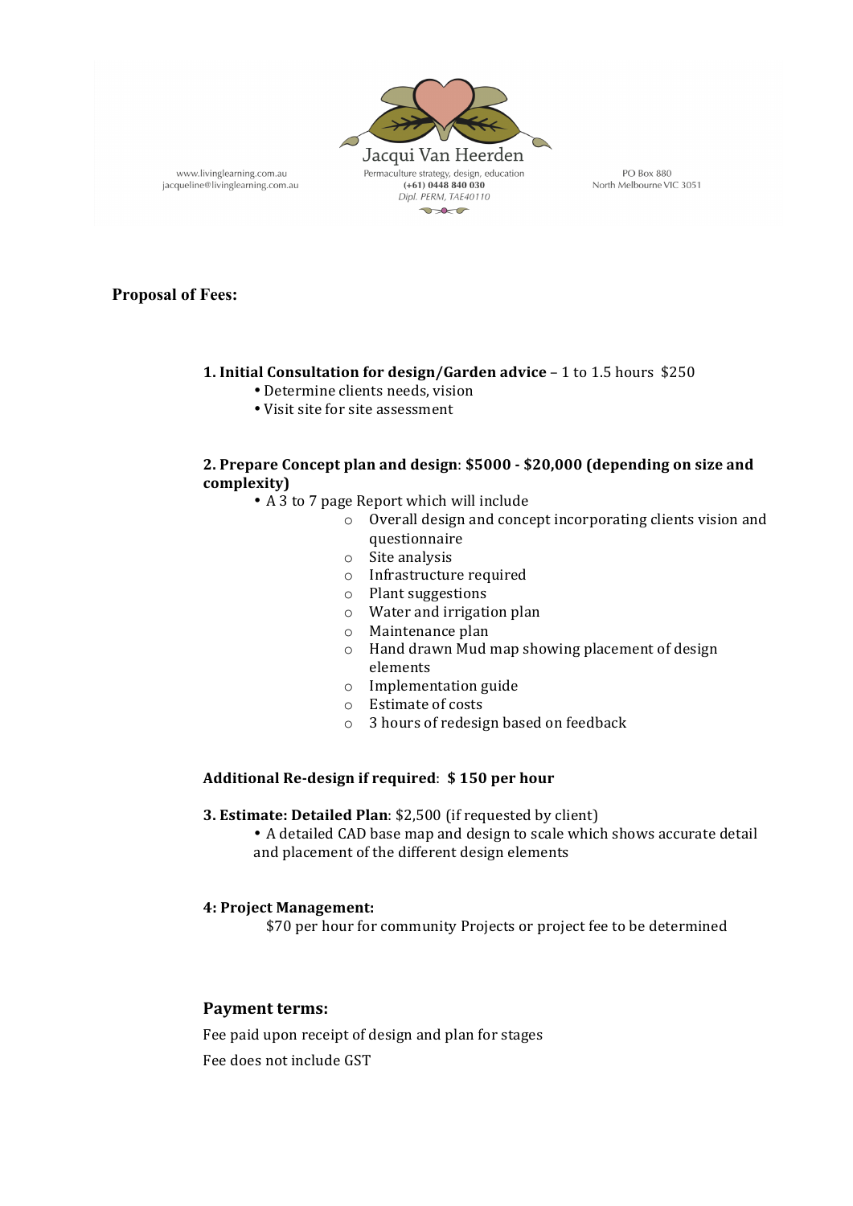www.livinglearning.com.au
jacqueline@livinglearning.com.au

Jacqui Van Heerden
Permaculture strategy, design, education
**(+61) 0448 840 030**
*Dipl. PERM, TAE40110*

PO Box 880
North Melbourne VIC 3051

**Proposal of Fees:**

**1. Initial Consultation for design/Garden advice** – 1 to 1.5 hours $250

- Determine clients needs, vision
- Visit site for site assessment

**2. Prepare Concept plan and design: $5000 - $20,000 (depending on size and complexity)**

- A 3 to 7 page Report which will include
  - Overall design and concept incorporating clients vision and questionnaire
  - Site analysis
  - Infrastructure required
  - Plant suggestions
  - Water and irrigation plan
  - Maintenance plan
  - Hand drawn Mud map showing placement of design elements
  - Implementation guide
  - Estimate of costs
  - 3 hours of redesign based on feedback

**Additional Re-design if required: $ 150 per hour**

**3. Estimate: Detailed Plan**: $2,500 (if requested by client)

- A detailed CAD base map and design to scale which shows accurate detail and placement of the different design elements

**4: Project Management:**

$70 per hour for community Projects or project fee to be determined

**Payment terms:**

Fee paid upon receipt of design and plan for stages

Fee does not include GST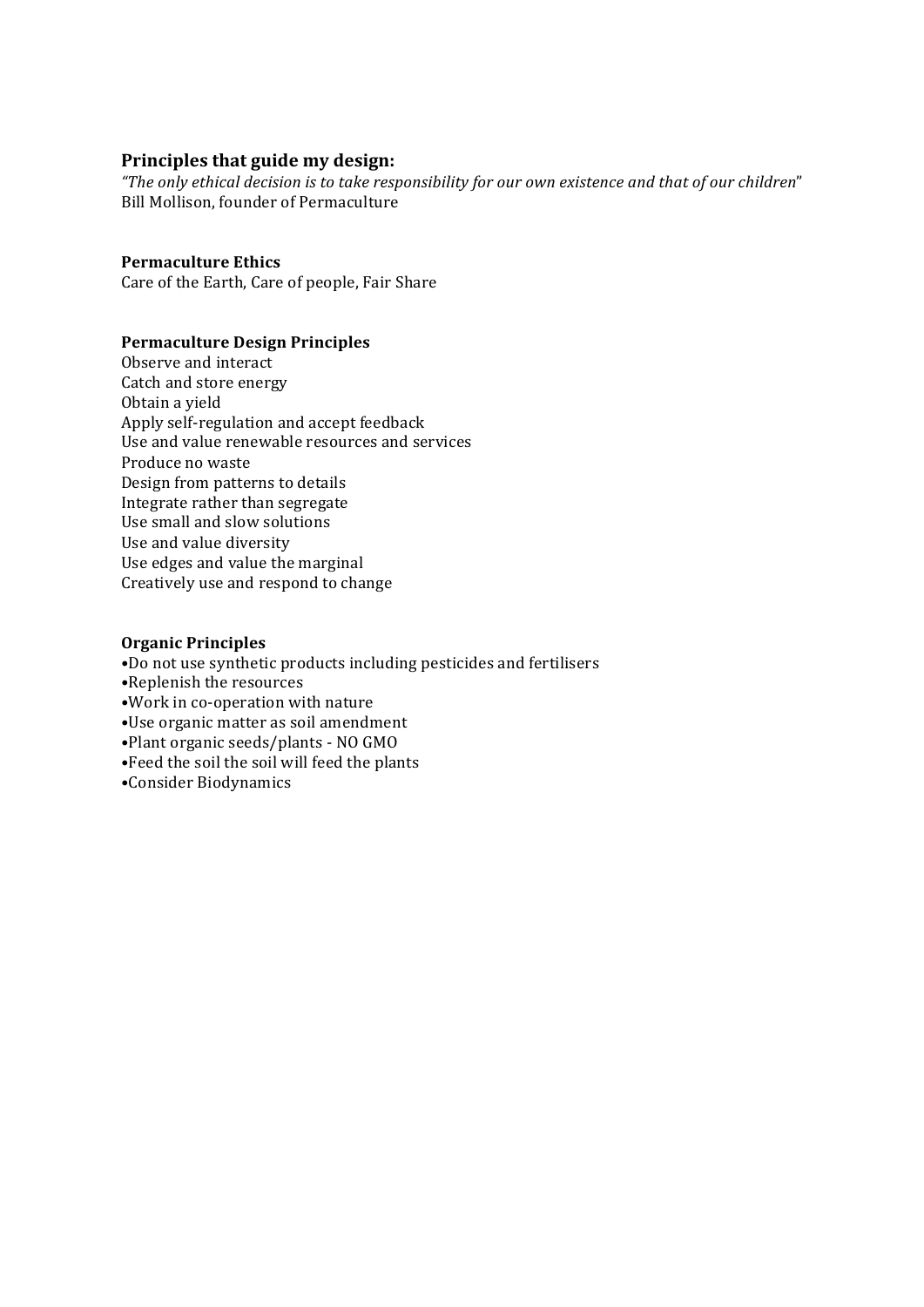## Principles that guide my design:

*"The only ethical decision is to take responsibility for our own existence and that of our children"*
Bill Mollison, founder of Permaculture

**Permaculture Ethics**
Care of the Earth, Care of people, Fair Share

**Permaculture Design Principles**
Observe and interact
Catch and store energy
Obtain a yield
Apply self-regulation and accept feedback
Use and value renewable resources and services
Produce no waste
Design from patterns to details
Integrate rather than segregate
Use small and slow solutions
Use and value diversity
Use edges and value the marginal
Creatively use and respond to change

**Organic Principles**
- Do not use synthetic products including pesticides and fertilisers
- Replenish the resources
- Work in co-operation with nature
- Use organic matter as soil amendment
- Plant organic seeds/plants - NO GMO
- Feed the soil the soil will feed the plants
- Consider Biodynamics